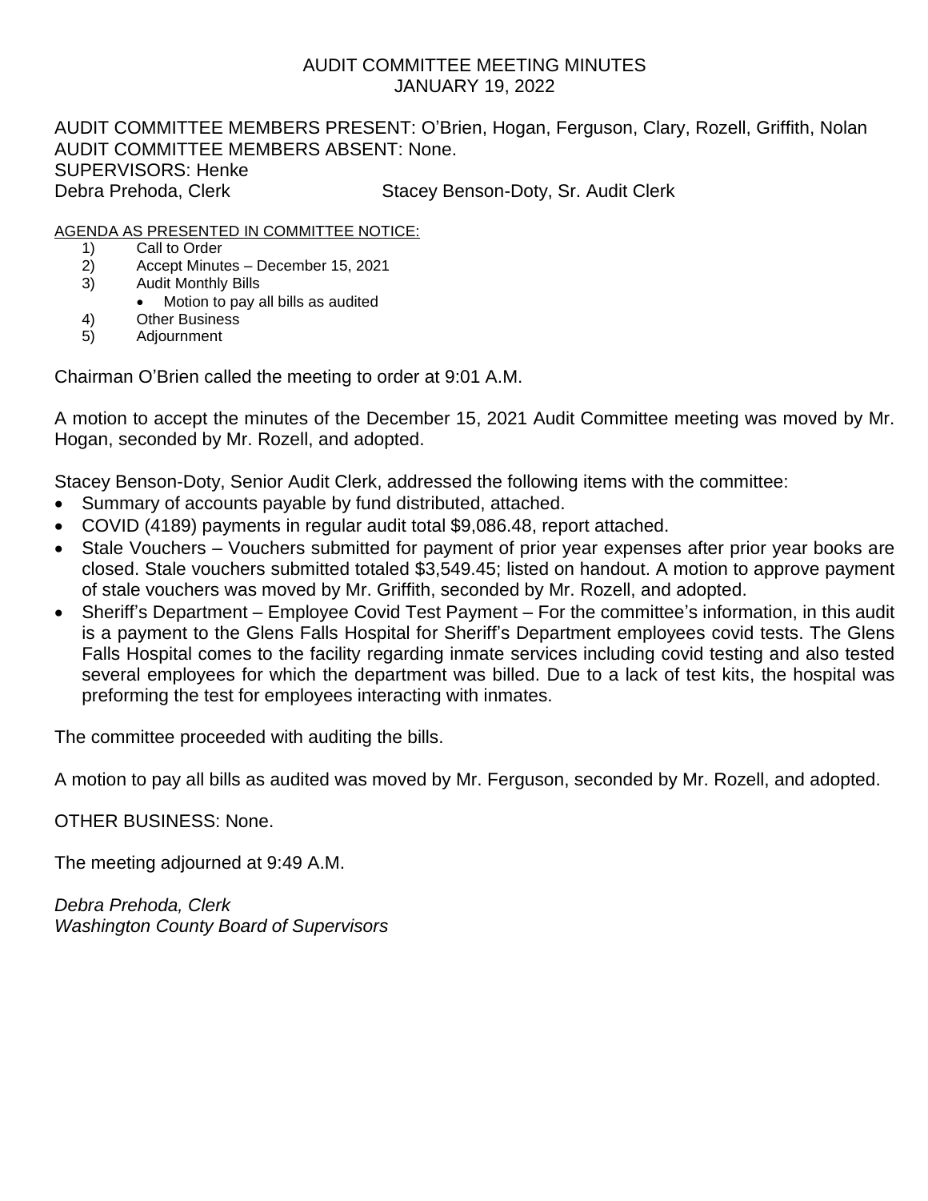# AUDIT COMMITTEE MEETING MINUTES
## JANUARY 19, 2022

AUDIT COMMITTEE MEMBERS PRESENT: O'Brien, Hogan, Ferguson, Clary, Rozell, Griffith, Nolan
AUDIT COMMITTEE MEMBERS ABSENT: None.
SUPERVISORS: Henke
Debra Prehoda, Clerk Stacey Benson-Doty, Sr. Audit Clerk

AGENDA AS PRESENTED IN COMMITTEE NOTICE:

1) Call to Order
2) Accept Minutes – December 15, 2021
3) Audit Monthly Bills
   - Motion to pay all bills as audited
4) Other Business
5) Adjournment

Chairman O'Brien called the meeting to order at 9:01 A.M.

A motion to accept the minutes of the December 15, 2021 Audit Committee meeting was moved by Mr. Hogan, seconded by Mr. Rozell, and adopted.

Stacey Benson-Doty, Senior Audit Clerk, addressed the following items with the committee:

- Summary of accounts payable by fund distributed, attached.
- COVID (4189) payments in regular audit total $9,086.48, report attached.
- Stale Vouchers – Vouchers submitted for payment of prior year expenses after prior year books are closed. Stale vouchers submitted totaled $3,549.45; listed on handout. A motion to approve payment of stale vouchers was moved by Mr. Griffith, seconded by Mr. Rozell, and adopted.
- Sheriff's Department – Employee Covid Test Payment – For the committee's information, in this audit is a payment to the Glens Falls Hospital for Sheriff's Department employees covid tests. The Glens Falls Hospital comes to the facility regarding inmate services including covid testing and also tested several employees for which the department was billed. Due to a lack of test kits, the hospital was preforming the test for employees interacting with inmates.

The committee proceeded with auditing the bills.

A motion to pay all bills as audited was moved by Mr. Ferguson, seconded by Mr. Rozell, and adopted.

OTHER BUSINESS: None.

The meeting adjourned at 9:49 A.M.

*Debra Prehoda, Clerk*
*Washington County Board of Supervisors*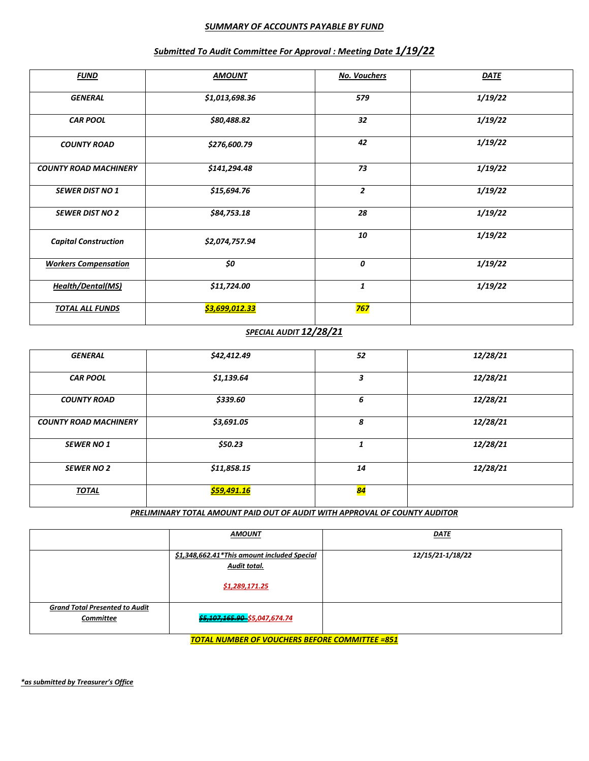***SUMMARY OF ACCOUNTS PAYABLE BY FUND***

***Submitted To Audit Committee For Approval : Meeting Date 1/19/22***

| ***FUND*** | ***AMOUNT*** | ***No. Vouchers*** | ***DATE*** |
|---|---|---|---|
| ***GENERAL*** | ***$1,013,698.36*** | ***579*** | ***1/19/22*** |
| ***CAR POOL*** | ***$80,488.82*** | ***32*** | ***1/19/22*** |
| ***COUNTY ROAD*** | ***$276,600.79*** | ***42*** | ***1/19/22*** |
| ***COUNTY ROAD MACHINERY*** | ***$141,294.48*** | ***73*** | ***1/19/22*** |
| ***SEWER DIST NO 1*** | ***$15,694.76*** | ***2*** | ***1/19/22*** |
| ***SEWER DIST NO 2*** | ***$84,753.18*** | ***28*** | ***1/19/22*** |
| ***Capital Construction*** | ***$2,074,757.94*** | ***10*** | ***1/19/22*** |
| ***Workers Compensation*** | ***$0*** | ***0*** | ***1/19/22*** |
| ***Health/Dental(MS)*** | ***$11,724.00*** | ***1*** | ***1/19/22*** |
| ***TOTAL ALL FUNDS*** | ***$3,699,012.33*** | ***767*** | |

***SPECIAL AUDIT 12/28/21***

| | | | |
|---|---|---|---|
| ***GENERAL*** | ***$42,412.49*** | ***52*** | ***12/28/21*** |
| ***CAR POOL*** | ***$1,139.64*** | ***3*** | ***12/28/21*** |
| ***COUNTY ROAD*** | ***$339.60*** | ***6*** | ***12/28/21*** |
| ***COUNTY ROAD MACHINERY*** | ***$3,691.05*** | ***8*** | ***12/28/21*** |
| ***SEWER NO 1*** | ***$50.23*** | ***1*** | ***12/28/21*** |
| ***SEWER NO 2*** | ***$11,858.15*** | ***14*** | ***12/28/21*** |
| ***TOTAL*** | ***$59,491.16*** | ***84*** | |

***PRELIMINARY TOTAL AMOUNT PAID OUT OF AUDIT WITH APPROVAL OF COUNTY AUDITOR***

| | ***AMOUNT*** | ***DATE*** |
|---|---|---|
| | ***$1,348,662.41*This amount included Special Audit total.*** ***$1,289,171.25*** | ***12/15/21-1/18/22*** |
| ***Grand Total Presented to Audit Committee*** | ~~***$5,107,165.90***~~ ***$5,047,674.74*** | |

***TOTAL NUMBER OF VOUCHERS BEFORE COMMITTEE =851***

***\*as submitted by Treasurer's Office***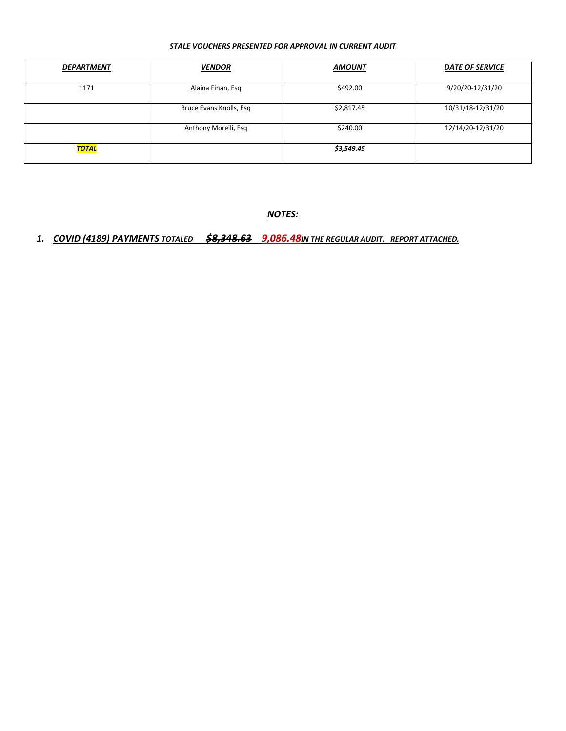***STALE VOUCHERS PRESENTED FOR APPROVAL IN CURRENT AUDIT***

| ***DEPARTMENT*** | ***VENDOR*** | ***AMOUNT*** | ***DATE OF SERVICE*** |
|---|---|---|---|
| 1171 | Alaina Finan, Esq | $492.00 | 9/20/20-12/31/20 |
| | Bruce Evans Knolls, Esq | $2,817.45 | 10/31/18-12/31/20 |
| | Anthony Morelli, Esq | $240.00 | 12/14/20-12/31/20 |
| ***TOTAL*** | | ***$3,549.45*** | |

***NOTES:***

1. ***COVID (4189) PAYMENTS TOTALED ~~$8,348.63~~ 9,086.48 IN THE REGULAR AUDIT. REPORT ATTACHED.***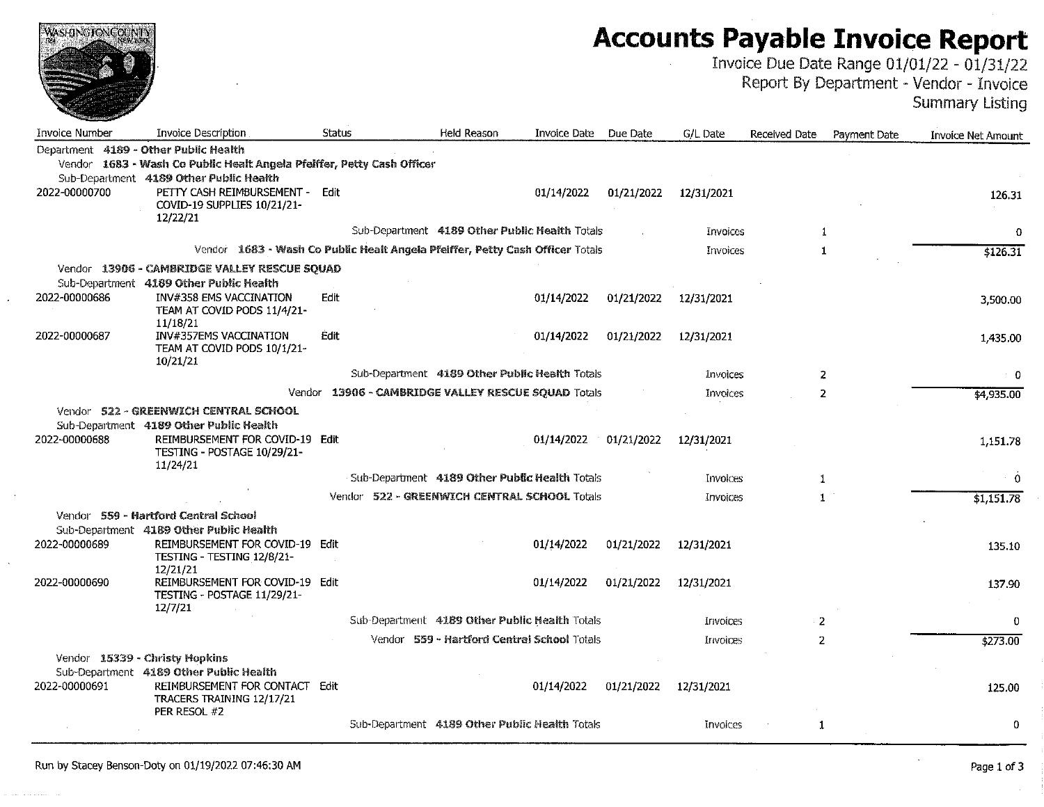# Accounts Payable Invoice Report

Invoice Due Date Range 01/01/22 - 01/31/22
Report By Department - Vendor - Invoice
Summary Listing

| Invoice Number | Invoice Description | Status | Held Reason | Invoice Date | Due Date | G/L Date | Received Date | Payment Date | Invoice Net Amount |
|---|---|---|---|---|---|---|---|---|---|
| **Department 4189 - Other Public Health** | | | | | | | | | |
| **Vendor 1683 - Wash Co Public Healt Angela Pfeiffer, Petty Cash Officer** | | | | | | | | | |
| **Sub-Department 4189 Other Public Health** | | | | | | | | | |
| 2022-00000700 | PETTY CASH REIMBURSEMENT - COVID-19 SUPPLIES 10/21/21-12/22/21 | Edit | | 01/14/2022 | 01/21/2022 | 12/31/2021 | | | 126.31 |
| | | Sub-Department 4189 Other Public Health Totals | | | | Invoices | 1 | | 0 |
| | | Vendor 1683 - Wash Co Public Healt Angela Pfeiffer, Petty Cash Officer Totals | | | | Invoices | 1 | | $126.31 |
| **Vendor 13906 - CAMBRIDGE VALLEY RESCUE SQUAD** | | | | | | | | | |
| **Sub-Department 4189 Other Public Health** | | | | | | | | | |
| 2022-00000686 | INV#358 EMS VACCINATION TEAM AT COVID PODS 11/4/21-11/18/21 | Edit | | 01/14/2022 | 01/21/2022 | 12/31/2021 | | | 3,500.00 |
| 2022-00000687 | INV#357EMS VACCINATION TEAM AT COVID PODS 10/1/21-10/21/21 | Edit | | 01/14/2022 | 01/21/2022 | 12/31/2021 | | | 1,435.00 |
| | | Sub-Department 4189 Other Public Health Totals | | | | Invoices | 2 | | 0 |
| | | Vendor 13906 - CAMBRIDGE VALLEY RESCUE SQUAD Totals | | | | Invoices | 2 | | $4,935.00 |
| **Vendor 522 - GREENWICH CENTRAL SCHOOL** | | | | | | | | | |
| **Sub-Department 4189 Other Public Health** | | | | | | | | | |
| 2022-00000688 | REIMBURSEMENT FOR COVID-19 TESTING - POSTAGE 10/29/21-11/24/21 | Edit | | 01/14/2022 | 01/21/2022 | 12/31/2021 | | | 1,151.78 |
| | | Sub-Department 4189 Other Public Health Totals | | | | Invoices | 1 | | 0 |
| | | Vendor 522 - GREENWICH CENTRAL SCHOOL Totals | | | | Invoices | 1 | | $1,151.78 |
| **Vendor 559 - Hartford Central School** | | | | | | | | | |
| **Sub-Department 4189 Other Public Health** | | | | | | | | | |
| 2022-00000689 | REIMBURSEMENT FOR COVID-19 TESTING - TESTING 12/8/21-12/21/21 | Edit | | 01/14/2022 | 01/21/2022 | 12/31/2021 | | | 135.10 |
| 2022-00000690 | REIMBURSEMENT FOR COVID-19 TESTING - POSTAGE 11/29/21-12/7/21 | Edit | | 01/14/2022 | 01/21/2022 | 12/31/2021 | | | 137.90 |
| | | Sub-Department 4189 Other Public Health Totals | | | | Invoices | 2 | | 0 |
| | | Vendor 559 - Hartford Central School Totals | | | | Invoices | 2 | | $273.00 |
| **Vendor 15339 - Christy Hopkins** | | | | | | | | | |
| **Sub-Department 4189 Other Public Health** | | | | | | | | | |
| 2022-00000691 | REIMBURSEMENT FOR CONTACT TRACERS TRAINING 12/17/21 PER RESOL #2 | Edit | | 01/14/2022 | 01/21/2022 | 12/31/2021 | | | 125.00 |
| | | Sub-Department 4189 Other Public Health Totals | | | | Invoices | 1 | | 0 |

Run by Stacey Benson-Doty on 01/19/2022 07:46:30 AM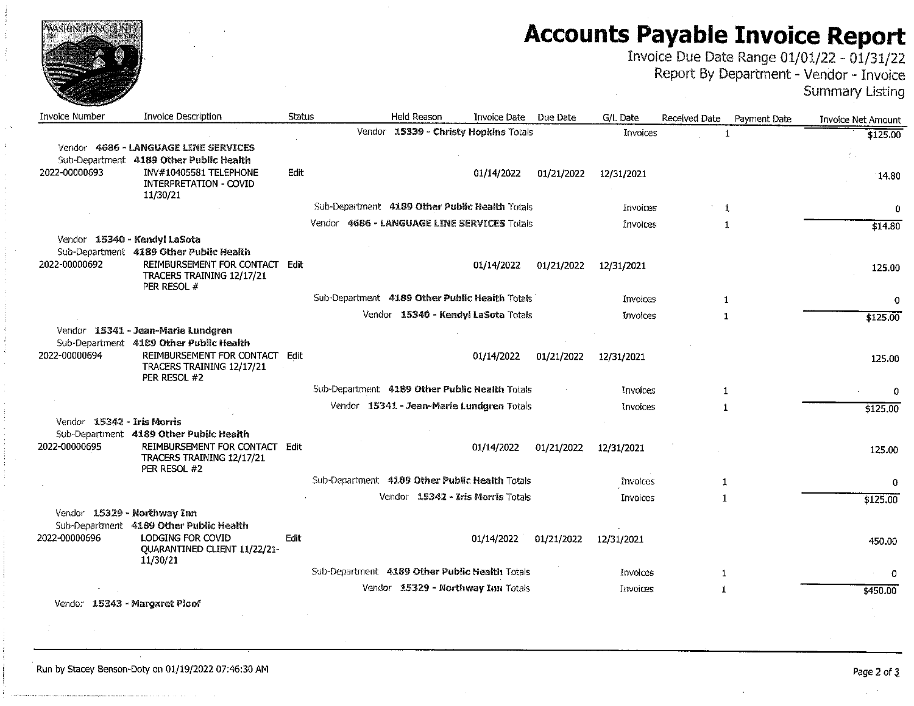# Accounts Payable Invoice Report

Invoice Due Date Range 01/01/22 - 01/31/22
Report By Department - Vendor - Invoice
Summary Listing

| Invoice Number | Invoice Description | Status | Held Reason | Invoice Date | Due Date | G/L Date | Received Date | Payment Date | Invoice Net Amount |
|---|---|---|---|---|---|---|---|---|---|
| | | | Vendor **15339 - Christy Hopkins** Totals | | | Invoices | 1 | | $125.00 |
| Vendor **4686 - LANGUAGE LINE SERVICES** | | | | | | | | | |
| Sub-Department **4189 Other Public Health** | | | | | | | | | |
| 2022-00000693 | INV#10405581 TELEPHONE INTERPRETATION - COVID 11/30/21 | Edit | | 01/14/2022 | 01/21/2022 | 12/31/2021 | | | 14.80 |
| | | | Sub-Department **4189 Other Public Health** Totals | | | Invoices | 1 | | 0 |
| | | | Vendor **4686 - LANGUAGE LINE SERVICES** Totals | | | Invoices | 1 | | $14.80 |
| Vendor **15340 - Kendyl LaSota** | | | | | | | | | |
| Sub-Department **4189 Other Public Health** | | | | | | | | | |
| 2022-00000692 | REIMBURSEMENT FOR CONTACT TRACERS TRAINING 12/17/21 PER RESOL # | Edit | | 01/14/2022 | 01/21/2022 | 12/31/2021 | | | 125.00 |
| | | | Sub-Department **4189 Other Public Health** Totals | | | Invoices | 1 | | 0 |
| | | | Vendor **15340 - Kendyl LaSota** Totals | | | Invoices | 1 | | $125.00 |
| Vendor **15341 - Jean-Marie Lundgren** | | | | | | | | | |
| Sub-Department **4189 Other Public Health** | | | | | | | | | |
| 2022-00000694 | REIMBURSEMENT FOR CONTACT TRACERS TRAINING 12/17/21 PER RESOL #2 | Edit | | 01/14/2022 | 01/21/2022 | 12/31/2021 | | | 125.00 |
| | | | Sub-Department **4189 Other Public Health** Totals | | | Invoices | 1 | | 0 |
| | | | Vendor **15341 - Jean-Marie Lundgren** Totals | | | Invoices | 1 | | $125.00 |
| Vendor **15342 - Iris Morris** | | | | | | | | | |
| Sub-Department **4189 Other Public Health** | | | | | | | | | |
| 2022-00000695 | REIMBURSEMENT FOR CONTACT TRACERS TRAINING 12/17/21 PER RESOL #2 | Edit | | 01/14/2022 | 01/21/2022 | 12/31/2021 | | | 125.00 |
| | | | Sub-Department **4189 Other Public Health** Totals | | | Invoices | 1 | | 0 |
| | | | Vendor **15342 - Iris Morris** Totals | | | Invoices | 1 | | $125.00 |
| Vendor **15329 - Northway Inn** | | | | | | | | | |
| Sub-Department **4189 Other Public Health** | | | | | | | | | |
| 2022-00000696 | LODGING FOR COVID QUARANTINED CLIENT 11/22/21-11/30/21 | Edit | | 01/14/2022 | 01/21/2022 | 12/31/2021 | | | 450.00 |
| | | | Sub-Department **4189 Other Public Health** Totals | | | Invoices | 1 | | 0 |
| | | | Vendor **15329 - Northway Inn** Totals | | | Invoices | 1 | | $450.00 |
| Vendor **15343 - Margaret Ploof** | | | | | | | | | |

Run by Stacey Benson-Doty on 01/19/2022 07:46:30 AM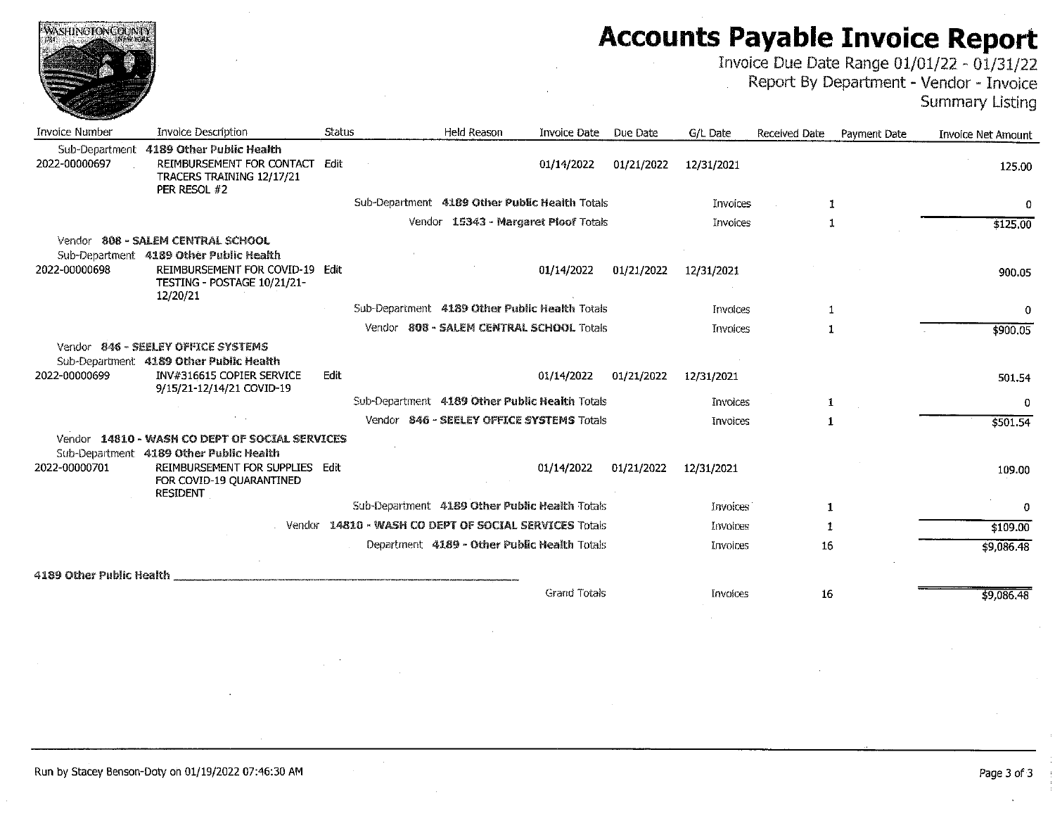# Accounts Payable Invoice Report

Invoice Due Date Range 01/01/22 - 01/31/22
Report By Department - Vendor - Invoice
Summary Listing

| Invoice Number | Invoice Description | Status | Held Reason | Invoice Date | Due Date | G/L Date | Received Date | Payment Date | Invoice Net Amount |
|---|---|---|---|---|---|---|---|---|---|
| Sub-Department **4189 Other Public Health** | | | | | | | | | |
| 2022-00000697 | REIMBURSEMENT FOR CONTACT TRACERS TRAINING 12/17/21 PER RESOL #2 | Edit | | 01/14/2022 | 01/21/2022 | 12/31/2021 | | | 125.00 |
| | | Sub-Department **4189 Other Public Health** Totals | | | | Invoices | 1 | | 0 |
| | | Vendor **15343 - Margaret Ploof** Totals | | | | Invoices | 1 | | $125.00 |
| Vendor **808 - SALEM CENTRAL SCHOOL** | | | | | | | | | |
| Sub-Department **4189 Other Public Health** | | | | | | | | | |
| 2022-00000698 | REIMBURSEMENT FOR COVID-19 TESTING - POSTAGE 10/21/21-12/20/21 | Edit | | 01/14/2022 | 01/21/2022 | 12/31/2021 | | | 900.05 |
| | | Sub-Department **4189 Other Public Health** Totals | | | | Invoices | 1 | | 0 |
| | | Vendor **808 - SALEM CENTRAL SCHOOL** Totals | | | | Invoices | 1 | | $900.05 |
| Vendor **846 - SEELEY OFFICE SYSTEMS** | | | | | | | | | |
| Sub-Department **4189 Other Public Health** | | | | | | | | | |
| 2022-00000699 | INV#316615 COPIER SERVICE 9/15/21-12/14/21 COVID-19 | Edit | | 01/14/2022 | 01/21/2022 | 12/31/2021 | | | 501.54 |
| | | Sub-Department **4189 Other Public Health** Totals | | | | Invoices | 1 | | 0 |
| | | Vendor **846 - SEELEY OFFICE SYSTEMS** Totals | | | | Invoices | 1 | | $501.54 |
| Vendor **14810 - WASH CO DEPT OF SOCIAL SERVICES** | | | | | | | | | |
| Sub-Department **4189 Other Public Health** | | | | | | | | | |
| 2022-00000701 | REIMBURSEMENT FOR SUPPLIES FOR COVID-19 QUARANTINED RESIDENT | Edit | | 01/14/2022 | 01/21/2022 | 12/31/2021 | | | 109.00 |
| | | Sub-Department **4189 Other Public Health** Totals | | | | Invoices | 1 | | 0 |
| | | Vendor **14810 - WASH CO DEPT OF SOCIAL SERVICES** Totals | | | | Invoices | 1 | | $109.00 |
| | | Department **4189 - Other Public Health** Totals | | | | Invoices | 16 | | $9,086.48 |

**4189 Other Public Health** \_\_\_\_\_\_\_\_\_\_\_\_\_\_\_\_\_\_\_\_\_\_\_\_\_\_\_\_\_\_

| | | | |
|---|---|---|---|
| Grand Totals | Invoices | 16 | $9,086.48 |

Run by Stacey Benson-Doty on 01/19/2022 07:46:30 AM